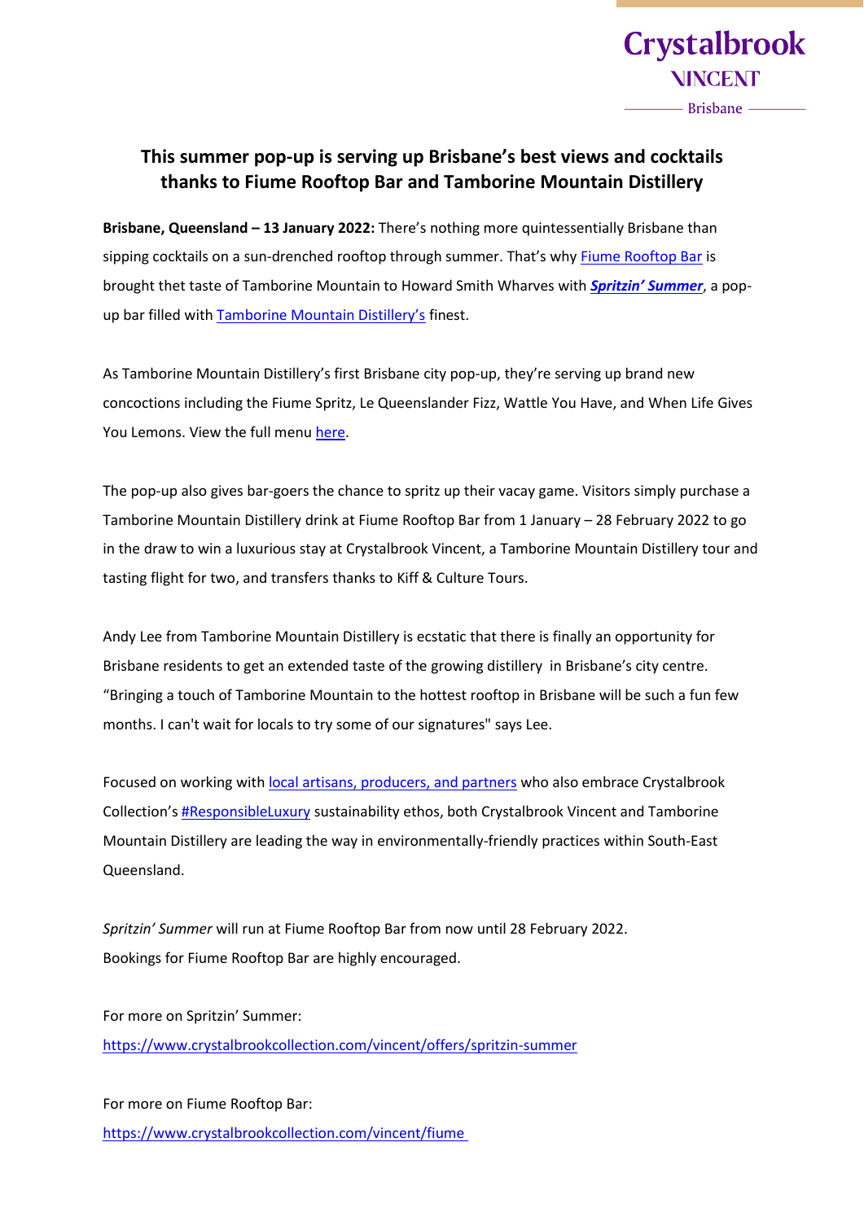Crystalbrook
VINCENT
Brisbane

## This summer pop-up is serving up Brisbane's best views and cocktails thanks to Fiume Rooftop Bar and Tamborine Mountain Distillery

**Brisbane, Queensland – 13 January 2022:** There's nothing more quintessentially Brisbane than sipping cocktails on a sun-drenched rooftop through summer. That's why Fiume Rooftop Bar is brought thet taste of Tamborine Mountain to Howard Smith Wharves with ***Spritzin' Summer***, a pop-up bar filled with Tamborine Mountain Distillery's finest.

As Tamborine Mountain Distillery's first Brisbane city pop-up, they're serving up brand new concoctions including the Fiume Spritz, Le Queenslander Fizz, Wattle You Have, and When Life Gives You Lemons. View the full menu here.

The pop-up also gives bar-goers the chance to spritz up their vacay game. Visitors simply purchase a Tamborine Mountain Distillery drink at Fiume Rooftop Bar from 1 January – 28 February 2022 to go in the draw to win a luxurious stay at Crystalbrook Vincent, a Tamborine Mountain Distillery tour and tasting flight for two, and transfers thanks to Kiff & Culture Tours.

Andy Lee from Tamborine Mountain Distillery is ecstatic that there is finally an opportunity for Brisbane residents to get an extended taste of the growing distillery in Brisbane's city centre. "Bringing a touch of Tamborine Mountain to the hottest rooftop in Brisbane will be such a fun few months. I can't wait for locals to try some of our signatures" says Lee.

Focused on working with local artisans, producers, and partners who also embrace Crystalbrook Collection's #ResponsibleLuxury sustainability ethos, both Crystalbrook Vincent and Tamborine Mountain Distillery are leading the way in environmentally-friendly practices within South-East Queensland.

*Spritzin' Summer* will run at Fiume Rooftop Bar from now until 28 February 2022.
Bookings for Fiume Rooftop Bar are highly encouraged.

For more on Spritzin' Summer:
https://www.crystalbrookcollection.com/vincent/offers/spritzin-summer

For more on Fiume Rooftop Bar:
https://www.crystalbrookcollection.com/vincent/fiume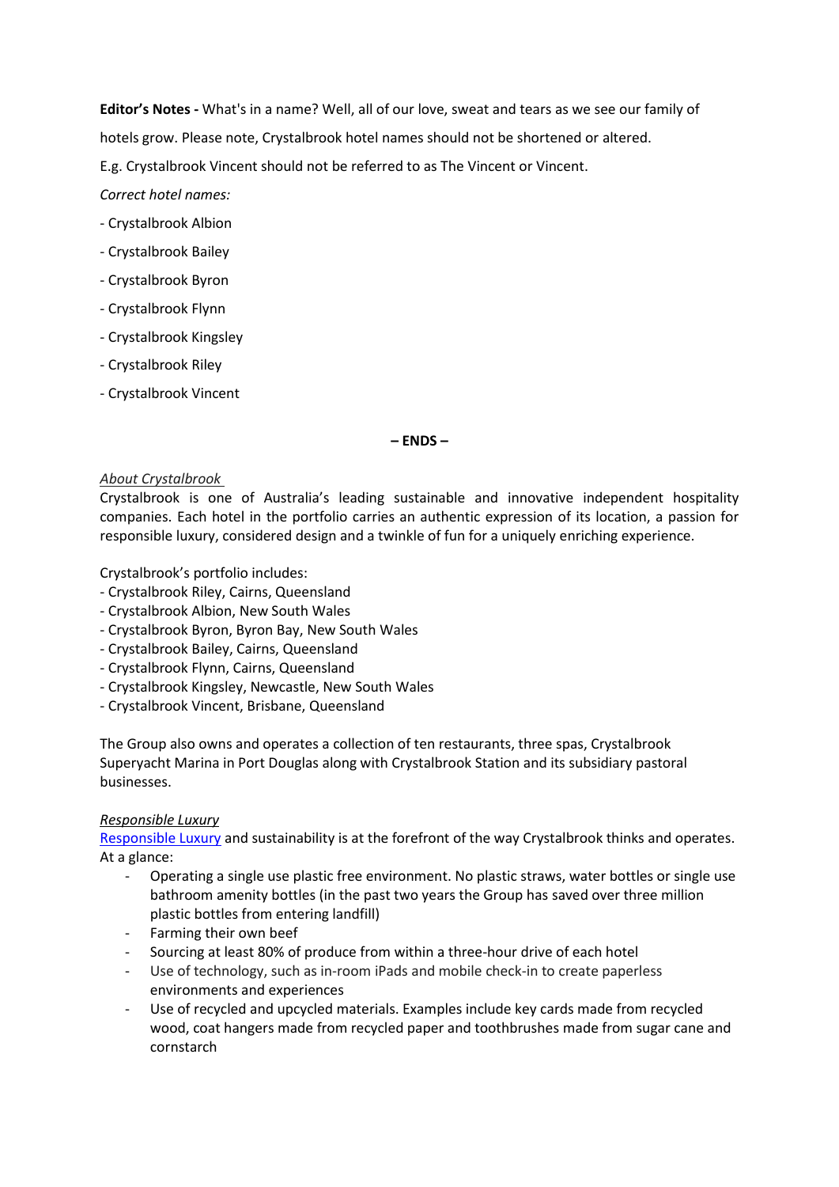**Editor's Notes -** What's in a name? Well, all of our love, sweat and tears as we see our family of hotels grow. Please note, Crystalbrook hotel names should not be shortened or altered.

E.g. Crystalbrook Vincent should not be referred to as The Vincent or Vincent.

*Correct hotel names:*

- Crystalbrook Albion
- Crystalbrook Bailey
- Crystalbrook Byron
- Crystalbrook Flynn
- Crystalbrook Kingsley
- Crystalbrook Riley
- Crystalbrook Vincent

**– ENDS –**

*About Crystalbrook*

Crystalbrook is one of Australia's leading sustainable and innovative independent hospitality companies. Each hotel in the portfolio carries an authentic expression of its location, a passion for responsible luxury, considered design and a twinkle of fun for a uniquely enriching experience.

Crystalbrook's portfolio includes:

- Crystalbrook Riley, Cairns, Queensland
- Crystalbrook Albion, New South Wales
- Crystalbrook Byron, Byron Bay, New South Wales
- Crystalbrook Bailey, Cairns, Queensland
- Crystalbrook Flynn, Cairns, Queensland
- Crystalbrook Kingsley, Newcastle, New South Wales
- Crystalbrook Vincent, Brisbane, Queensland

The Group also owns and operates a collection of ten restaurants, three spas, Crystalbrook Superyacht Marina in Port Douglas along with Crystalbrook Station and its subsidiary pastoral businesses.

*Responsible Luxury*

Responsible Luxury and sustainability is at the forefront of the way Crystalbrook thinks and operates. At a glance:

- Operating a single use plastic free environment. No plastic straws, water bottles or single use bathroom amenity bottles (in the past two years the Group has saved over three million plastic bottles from entering landfill)
- Farming their own beef
- Sourcing at least 80% of produce from within a three-hour drive of each hotel
- Use of technology, such as in-room iPads and mobile check-in to create paperless environments and experiences
- Use of recycled and upcycled materials. Examples include key cards made from recycled wood, coat hangers made from recycled paper and toothbrushes made from sugar cane and cornstarch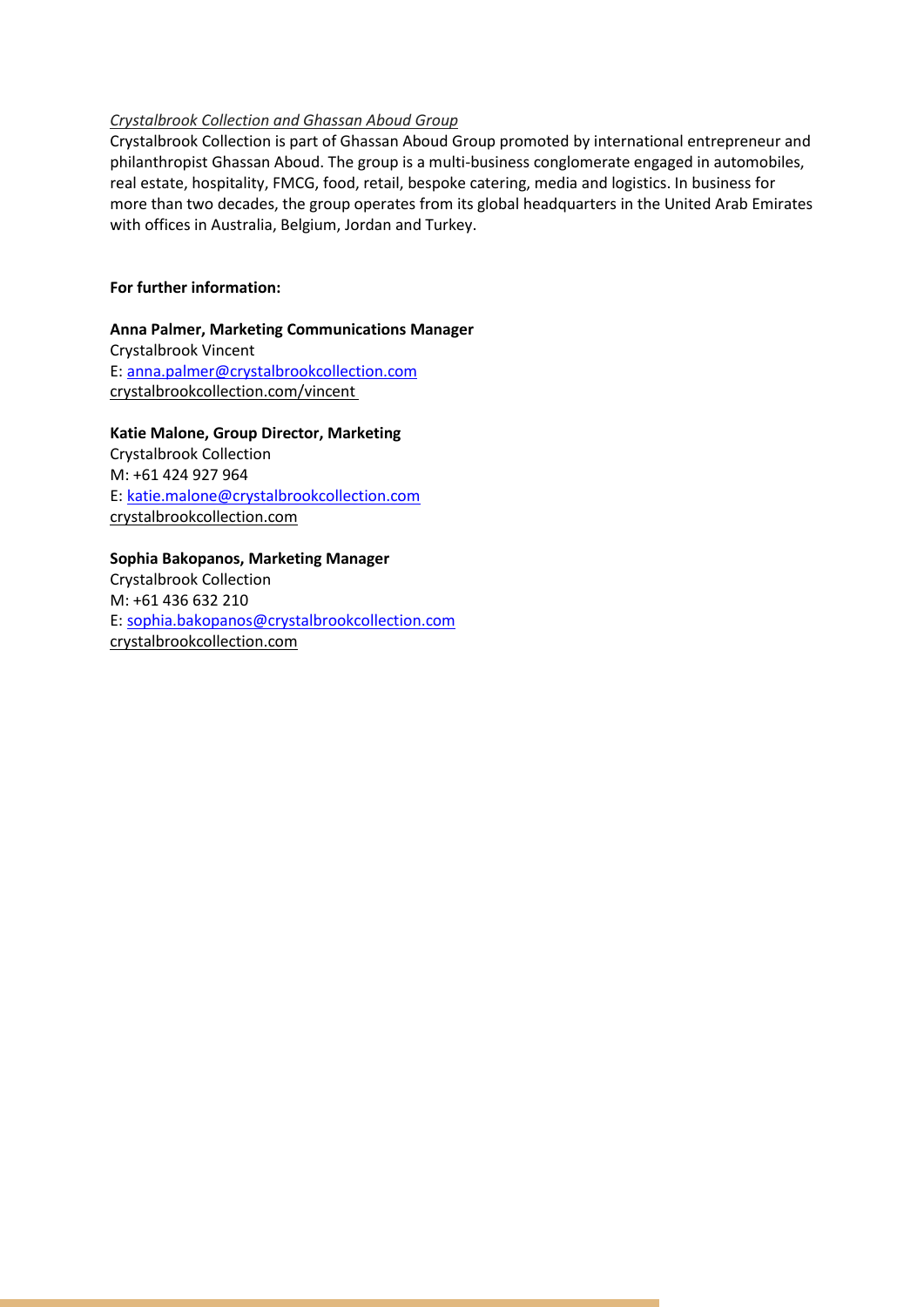*Crystalbrook Collection and Ghassan Aboud Group*

Crystalbrook Collection is part of Ghassan Aboud Group promoted by international entrepreneur and philanthropist Ghassan Aboud. The group is a multi-business conglomerate engaged in automobiles, real estate, hospitality, FMCG, food, retail, bespoke catering, media and logistics. In business for more than two decades, the group operates from its global headquarters in the United Arab Emirates with offices in Australia, Belgium, Jordan and Turkey.

**For further information:**

**Anna Palmer, Marketing Communications Manager**
Crystalbrook Vincent
E: anna.palmer@crystalbrookcollection.com
crystalbrookcollection.com/vincent

**Katie Malone, Group Director, Marketing**
Crystalbrook Collection
M: +61 424 927 964
E: katie.malone@crystalbrookcollection.com
crystalbrookcollection.com

**Sophia Bakopanos, Marketing Manager**
Crystalbrook Collection
M: +61 436 632 210
E: sophia.bakopanos@crystalbrookcollection.com
crystalbrookcollection.com